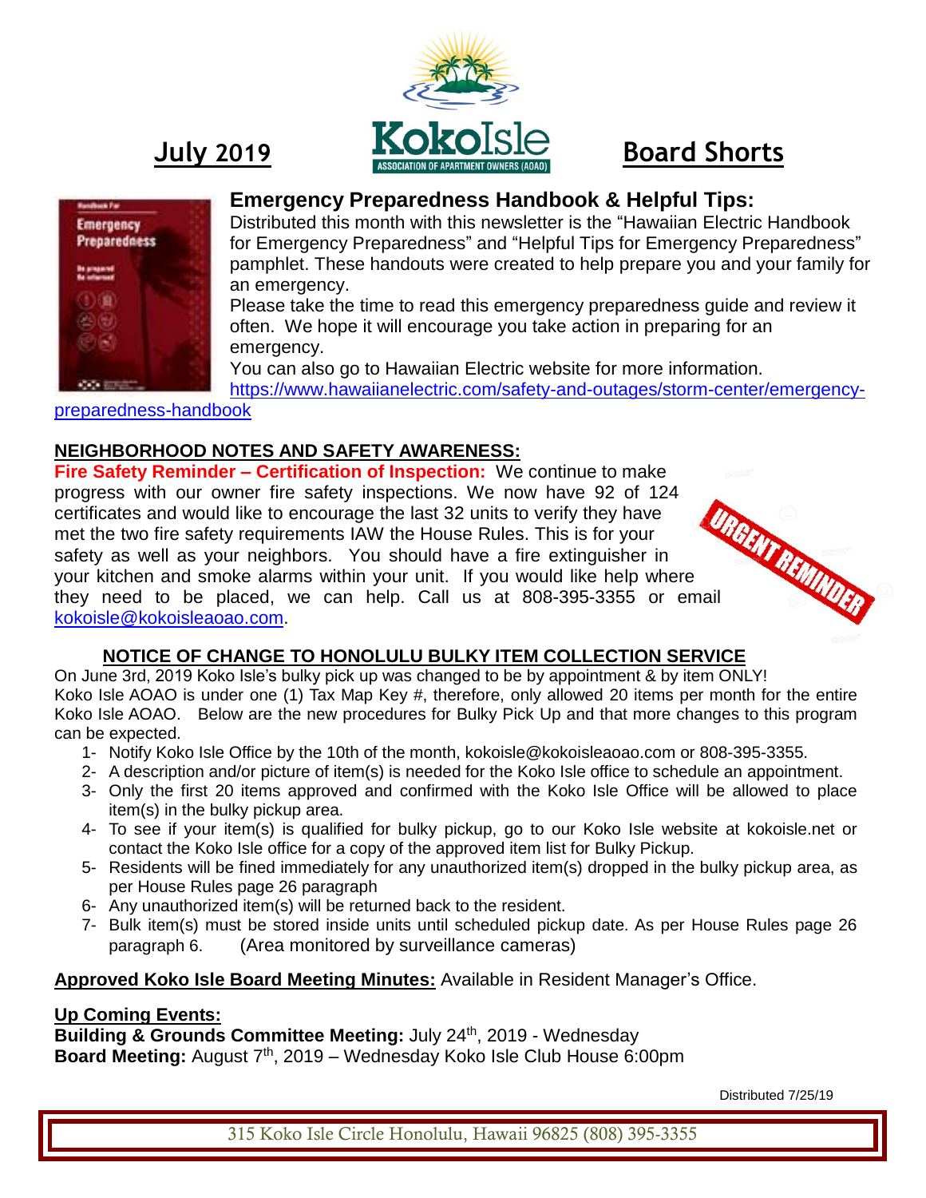**July 2019** **Koko Isle** ASSOCIATION OF APARTMENT OWNERS (AOAO) **Board Shorts**

## Emergency Preparedness Handbook & Helpful Tips:

Distributed this month with this newsletter is the "Hawaiian Electric Handbook for Emergency Preparedness" and "Helpful Tips for Emergency Preparedness" pamphlet. These handouts were created to help prepare you and your family for an emergency.

Please take the time to read this emergency preparedness guide and review it often. We hope it will encourage you take action in preparing for an emergency.

You can also go to Hawaiian Electric website for more information. https://www.hawaiianelectric.com/safety-and-outages/storm-center/emergency-preparedness-handbook

## NEIGHBORHOOD NOTES AND SAFETY AWARENESS:

**Fire Safety Reminder – Certification of Inspection:** We continue to make progress with our owner fire safety inspections. We now have 92 of 124 certificates and would like to encourage the last 32 units to verify they have met the two fire safety requirements IAW the House Rules. This is for your safety as well as your neighbors. You should have a fire extinguisher in your kitchen and smoke alarms within your unit. If you would like help where they need to be placed, we can help. Call us at 808-395-3355 or email kokoisle@kokoisleaoao.com.

URGENT REMINDER

## NOTICE OF CHANGE TO HONOLULU BULKY ITEM COLLECTION SERVICE

On June 3rd, 2019 Koko Isle's bulky pick up was changed to be by appointment & by item ONLY! Koko Isle AOAO is under one (1) Tax Map Key #, therefore, only allowed 20 items per month for the entire Koko Isle AOAO. Below are the new procedures for Bulky Pick Up and that more changes to this program can be expected.

1- Notify Koko Isle Office by the 10th of the month, kokoisle@kokoisleaoao.com or 808-395-3355.
2- A description and/or picture of item(s) is needed for the Koko Isle office to schedule an appointment.
3- Only the first 20 items approved and confirmed with the Koko Isle Office will be allowed to place item(s) in the bulky pickup area.
4- To see if your item(s) is qualified for bulky pickup, go to our Koko Isle website at kokoisle.net or contact the Koko Isle office for a copy of the approved item list for Bulky Pickup.
5- Residents will be fined immediately for any unauthorized item(s) dropped in the bulky pickup area, as per House Rules page 26 paragraph
6- Any unauthorized item(s) will be returned back to the resident.
7- Bulk item(s) must be stored inside units until scheduled pickup date. As per House Rules page 26 paragraph 6. (Area monitored by surveillance cameras)

**Approved Koko Isle Board Meeting Minutes:** Available in Resident Manager's Office.

**Up Coming Events:**

**Building & Grounds Committee Meeting:** July 24th, 2019 - Wednesday
**Board Meeting:** August 7th, 2019 – Wednesday Koko Isle Club House 6:00pm

Distributed 7/25/19

315 Koko Isle Circle Honolulu, Hawaii 96825 (808) 395-3355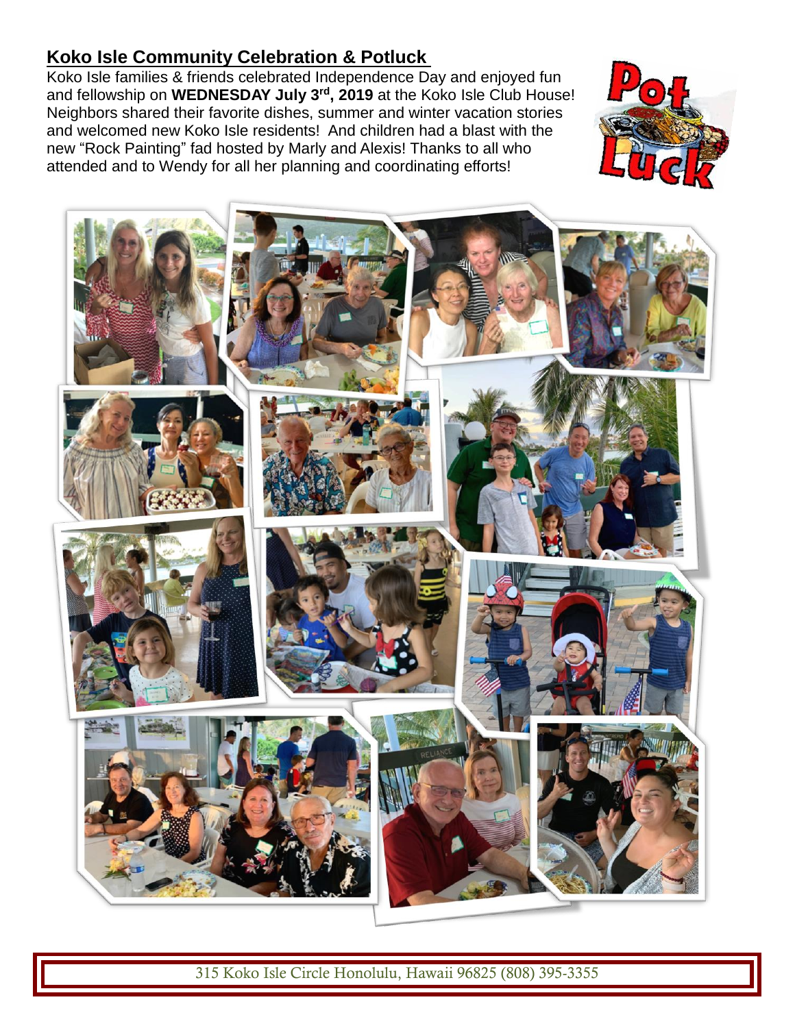## Koko Isle Community Celebration & Potluck

Koko Isle families & friends celebrated Independence Day and enjoyed fun and fellowship on **WEDNESDAY July 3rd, 2019** at the Koko Isle Club House! Neighbors shared their favorite dishes, summer and winter vacation stories and welcomed new Koko Isle residents! And children had a blast with the new "Rock Painting" fad hosted by Marly and Alexis! Thanks to all who attended and to Wendy for all her planning and coordinating efforts!

315 Koko Isle Circle Honolulu, Hawaii 96825 (808) 395-3355